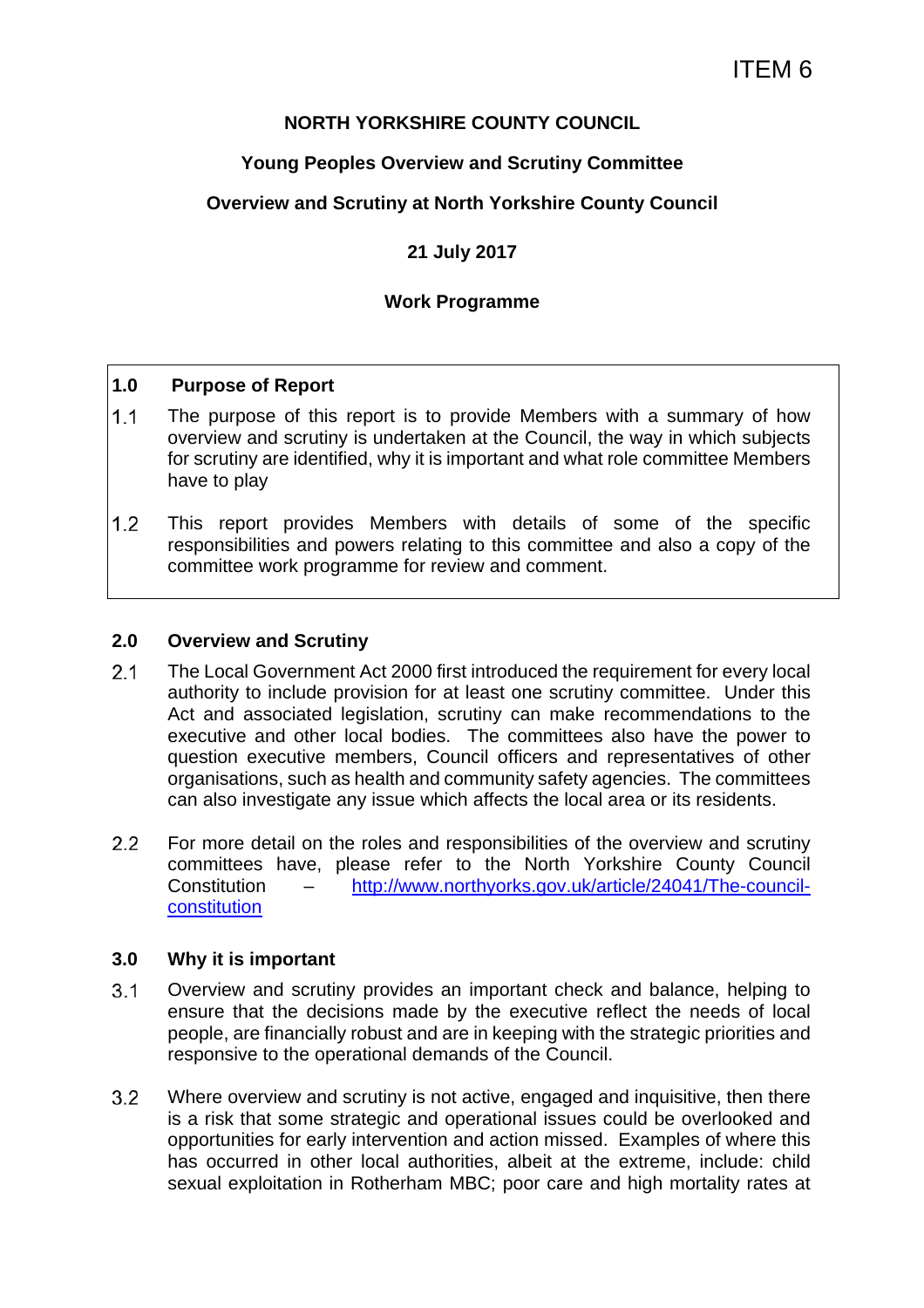ITEM 6

**NORTH YORKSHIRE COUNTY COUNCIL**

**Young Peoples Overview and Scrutiny Committee**

**Overview and Scrutiny at North Yorkshire County Council**

**21 July 2017**

**Work Programme**

## 1.0 Purpose of Report

1.1 The purpose of this report is to provide Members with a summary of how overview and scrutiny is undertaken at the Council, the way in which subjects for scrutiny are identified, why it is important and what role committee Members have to play

1.2 This report provides Members with details of some of the specific responsibilities and powers relating to this committee and also a copy of the committee work programme for review and comment.

## 2.0 Overview and Scrutiny

2.1 The Local Government Act 2000 first introduced the requirement for every local authority to include provision for at least one scrutiny committee. Under this Act and associated legislation, scrutiny can make recommendations to the executive and other local bodies. The committees also have the power to question executive members, Council officers and representatives of other organisations, such as health and community safety agencies. The committees can also investigate any issue which affects the local area or its residents.

2.2 For more detail on the roles and responsibilities of the overview and scrutiny committees have, please refer to the North Yorkshire County Council Constitution – [http://www.northyorks.gov.uk/article/24041/The-council-constitution](http://www.northyorks.gov.uk/article/24041/The-council-constitution)

## 3.0 Why it is important

3.1 Overview and scrutiny provides an important check and balance, helping to ensure that the decisions made by the executive reflect the needs of local people, are financially robust and are in keeping with the strategic priorities and responsive to the operational demands of the Council.

3.2 Where overview and scrutiny is not active, engaged and inquisitive, then there is a risk that some strategic and operational issues could be overlooked and opportunities for early intervention and action missed. Examples of where this has occurred in other local authorities, albeit at the extreme, include: child sexual exploitation in Rotherham MBC; poor care and high mortality rates at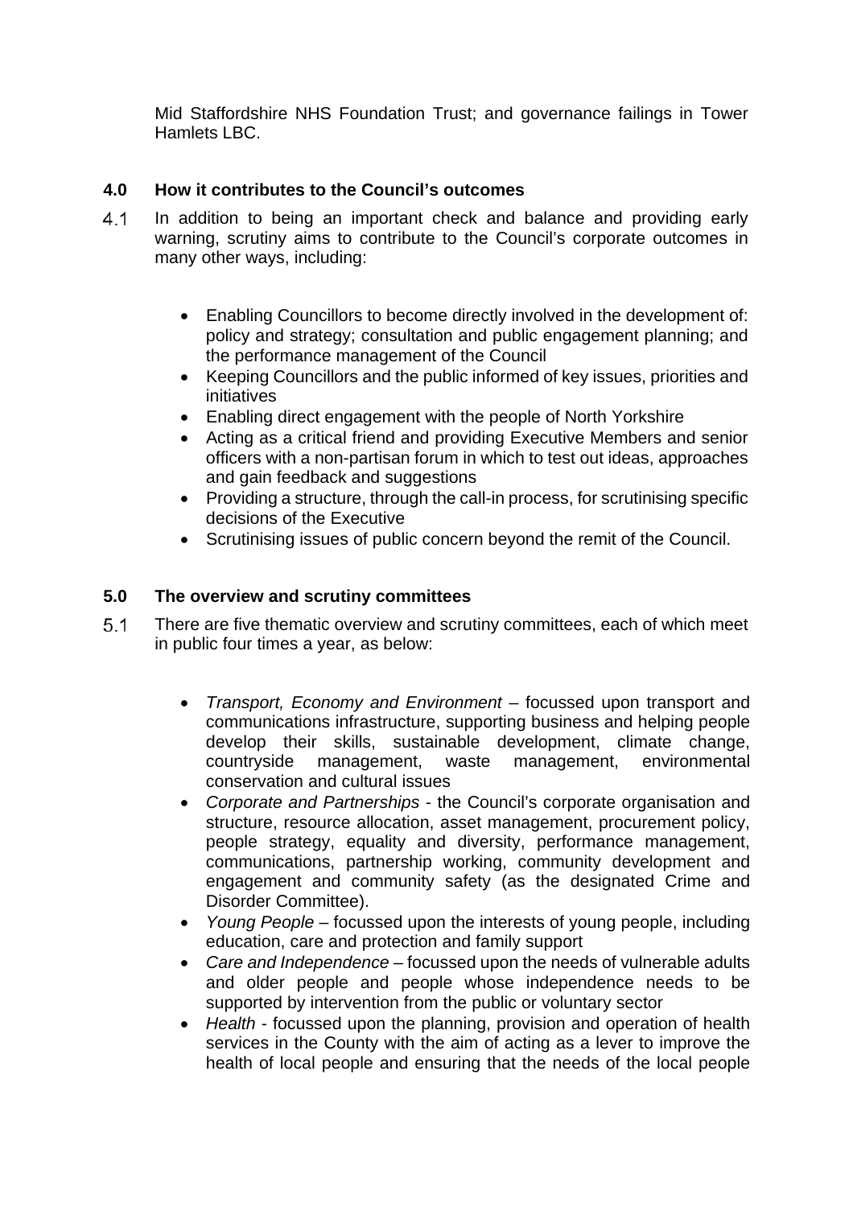Mid Staffordshire NHS Foundation Trust; and governance failings in Tower Hamlets LBC.

## 4.0 How it contributes to the Council's outcomes

4.1 In addition to being an important check and balance and providing early warning, scrutiny aims to contribute to the Council's corporate outcomes in many other ways, including:

- Enabling Councillors to become directly involved in the development of: policy and strategy; consultation and public engagement planning; and the performance management of the Council
- Keeping Councillors and the public informed of key issues, priorities and initiatives
- Enabling direct engagement with the people of North Yorkshire
- Acting as a critical friend and providing Executive Members and senior officers with a non-partisan forum in which to test out ideas, approaches and gain feedback and suggestions
- Providing a structure, through the call-in process, for scrutinising specific decisions of the Executive
- Scrutinising issues of public concern beyond the remit of the Council.

## 5.0 The overview and scrutiny committees

5.1 There are five thematic overview and scrutiny committees, each of which meet in public four times a year, as below:

- *Transport, Economy and Environment* – focussed upon transport and communications infrastructure, supporting business and helping people develop their skills, sustainable development, climate change, countryside management, waste management, environmental conservation and cultural issues
- *Corporate and Partnerships* - the Council's corporate organisation and structure, resource allocation, asset management, procurement policy, people strategy, equality and diversity, performance management, communications, partnership working, community development and engagement and community safety (as the designated Crime and Disorder Committee).
- *Young People* – focussed upon the interests of young people, including education, care and protection and family support
- *Care and Independence* – focussed upon the needs of vulnerable adults and older people and people whose independence needs to be supported by intervention from the public or voluntary sector
- *Health* - focussed upon the planning, provision and operation of health services in the County with the aim of acting as a lever to improve the health of local people and ensuring that the needs of the local people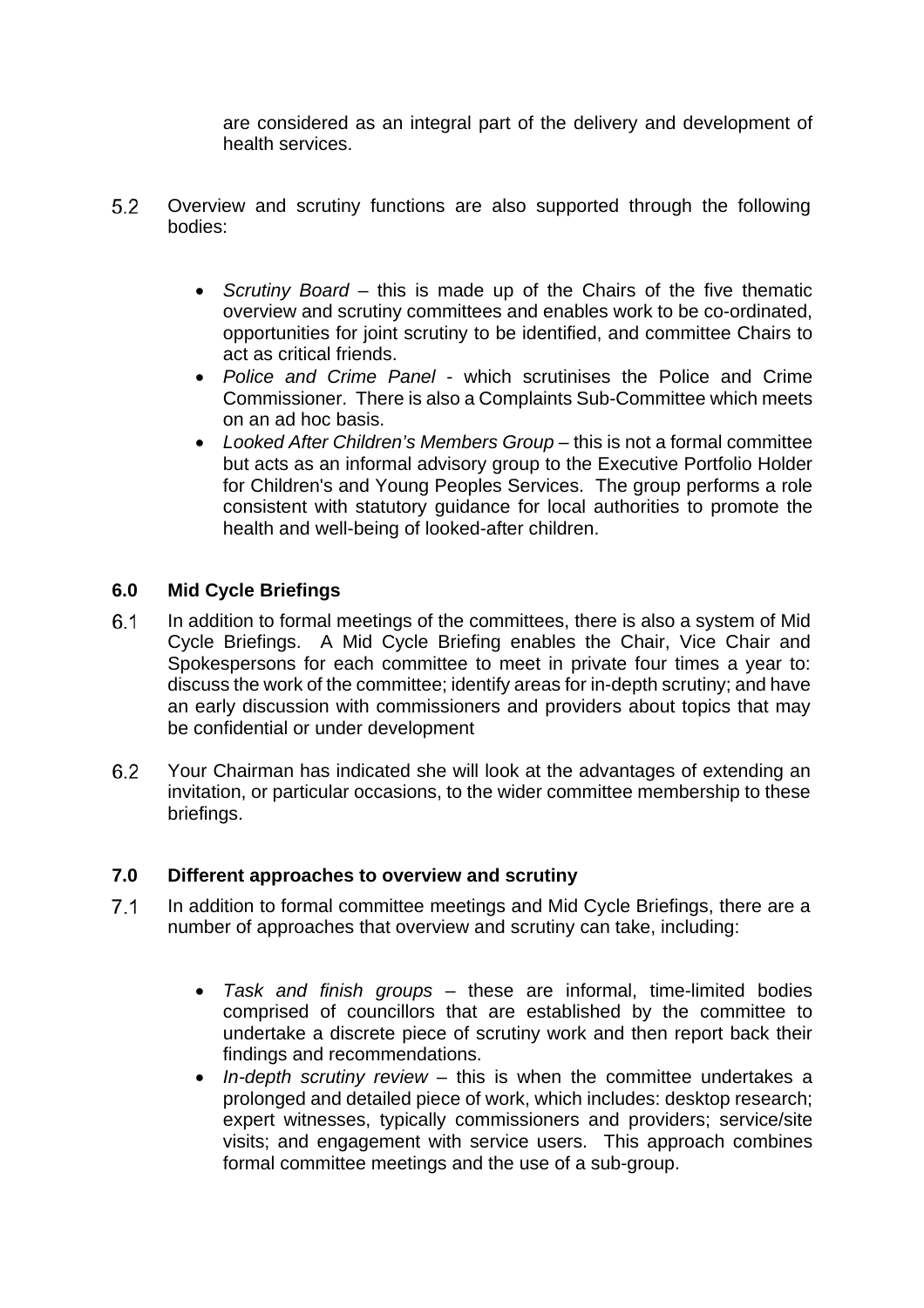are considered as an integral part of the delivery and development of health services.

5.2 Overview and scrutiny functions are also supported through the following bodies:

- *Scrutiny Board* – this is made up of the Chairs of the five thematic overview and scrutiny committees and enables work to be co-ordinated, opportunities for joint scrutiny to be identified, and committee Chairs to act as critical friends.
- *Police and Crime Panel* - which scrutinises the Police and Crime Commissioner. There is also a Complaints Sub-Committee which meets on an ad hoc basis.
- *Looked After Children's Members Group* – this is not a formal committee but acts as an informal advisory group to the Executive Portfolio Holder for Children's and Young Peoples Services. The group performs a role consistent with statutory guidance for local authorities to promote the health and well-being of looked-after children.

## 6.0 Mid Cycle Briefings

6.1 In addition to formal meetings of the committees, there is also a system of Mid Cycle Briefings. A Mid Cycle Briefing enables the Chair, Vice Chair and Spokespersons for each committee to meet in private four times a year to: discuss the work of the committee; identify areas for in-depth scrutiny; and have an early discussion with commissioners and providers about topics that may be confidential or under development

6.2 Your Chairman has indicated she will look at the advantages of extending an invitation, or particular occasions, to the wider committee membership to these briefings.

## 7.0 Different approaches to overview and scrutiny

7.1 In addition to formal committee meetings and Mid Cycle Briefings, there are a number of approaches that overview and scrutiny can take, including:

- *Task and finish groups* – these are informal, time-limited bodies comprised of councillors that are established by the committee to undertake a discrete piece of scrutiny work and then report back their findings and recommendations.
- *In-depth scrutiny review* – this is when the committee undertakes a prolonged and detailed piece of work, which includes: desktop research; expert witnesses, typically commissioners and providers; service/site visits; and engagement with service users. This approach combines formal committee meetings and the use of a sub-group.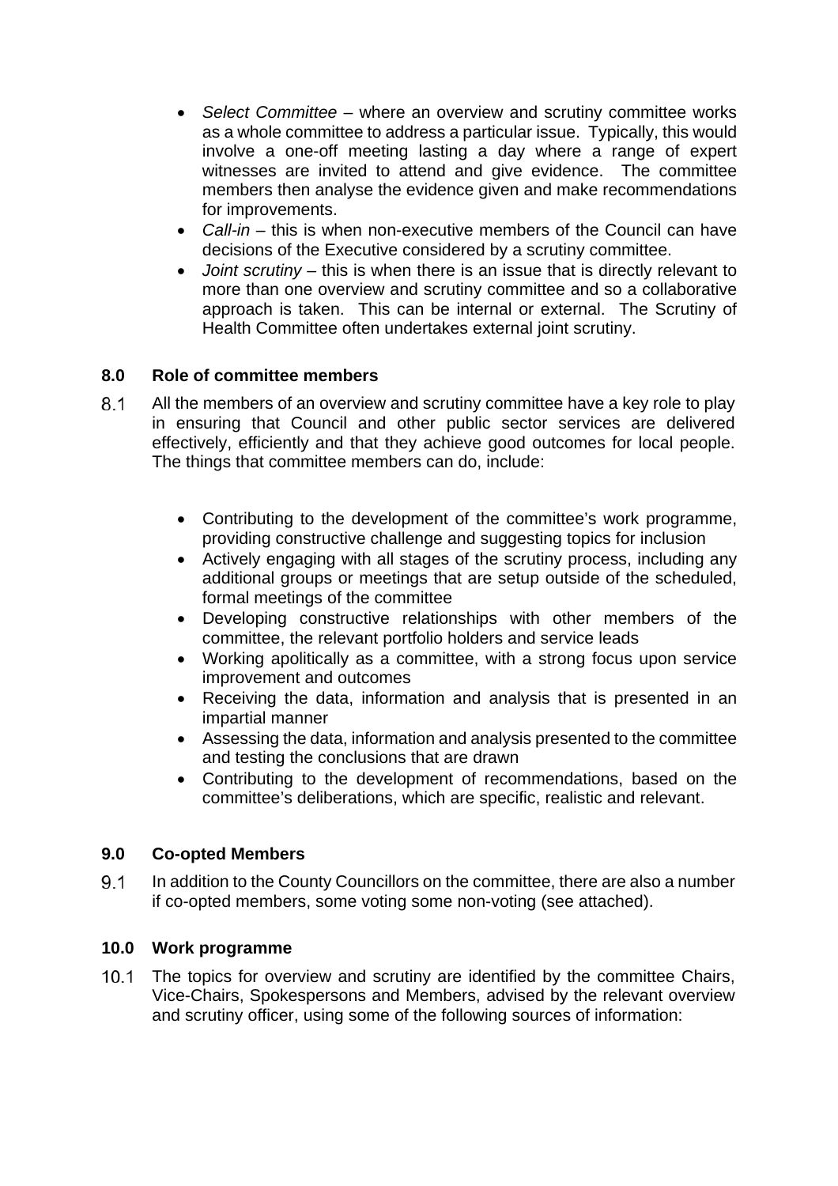- *Select Committee* – where an overview and scrutiny committee works as a whole committee to address a particular issue. Typically, this would involve a one-off meeting lasting a day where a range of expert witnesses are invited to attend and give evidence. The committee members then analyse the evidence given and make recommendations for improvements.
- *Call-in* – this is when non-executive members of the Council can have decisions of the Executive considered by a scrutiny committee.
- *Joint scrutiny* – this is when there is an issue that is directly relevant to more than one overview and scrutiny committee and so a collaborative approach is taken. This can be internal or external. The Scrutiny of Health Committee often undertakes external joint scrutiny.

## 8.0 Role of committee members

8.1 All the members of an overview and scrutiny committee have a key role to play in ensuring that Council and other public sector services are delivered effectively, efficiently and that they achieve good outcomes for local people. The things that committee members can do, include:

- Contributing to the development of the committee's work programme, providing constructive challenge and suggesting topics for inclusion
- Actively engaging with all stages of the scrutiny process, including any additional groups or meetings that are setup outside of the scheduled, formal meetings of the committee
- Developing constructive relationships with other members of the committee, the relevant portfolio holders and service leads
- Working apolitically as a committee, with a strong focus upon service improvement and outcomes
- Receiving the data, information and analysis that is presented in an impartial manner
- Assessing the data, information and analysis presented to the committee and testing the conclusions that are drawn
- Contributing to the development of recommendations, based on the committee's deliberations, which are specific, realistic and relevant.

## 9.0 Co-opted Members

9.1 In addition to the County Councillors on the committee, there are also a number if co-opted members, some voting some non-voting (see attached).

## 10.0 Work programme

10.1 The topics for overview and scrutiny are identified by the committee Chairs, Vice-Chairs, Spokespersons and Members, advised by the relevant overview and scrutiny officer, using some of the following sources of information: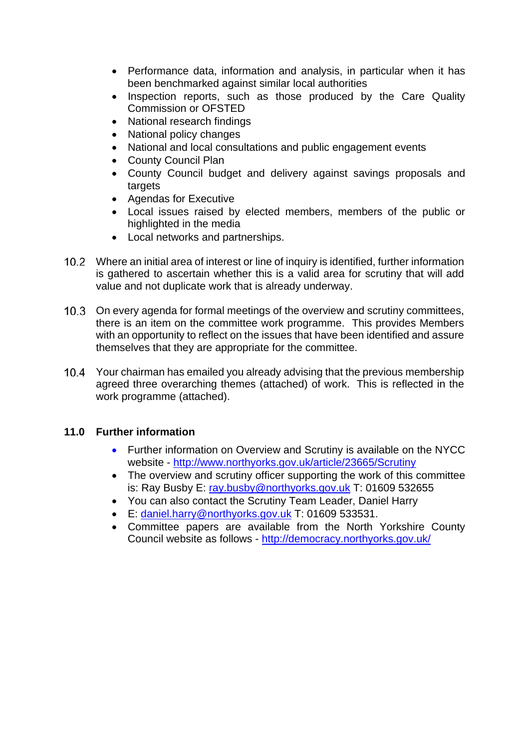- Performance data, information and analysis, in particular when it has been benchmarked against similar local authorities
- Inspection reports, such as those produced by the Care Quality Commission or OFSTED
- National research findings
- National policy changes
- National and local consultations and public engagement events
- County Council Plan
- County Council budget and delivery against savings proposals and targets
- Agendas for Executive
- Local issues raised by elected members, members of the public or highlighted in the media
- Local networks and partnerships.

10.2 Where an initial area of interest or line of inquiry is identified, further information is gathered to ascertain whether this is a valid area for scrutiny that will add value and not duplicate work that is already underway.

10.3 On every agenda for formal meetings of the overview and scrutiny committees, there is an item on the committee work programme. This provides Members with an opportunity to reflect on the issues that have been identified and assure themselves that they are appropriate for the committee.

10.4 Your chairman has emailed you already advising that the previous membership agreed three overarching themes (attached) of work. This is reflected in the work programme (attached).

**11.0 Further information**

- Further information on Overview and Scrutiny is available on the NYCC website - http://www.northyorks.gov.uk/article/23665/Scrutiny
- The overview and scrutiny officer supporting the work of this committee is: Ray Busby E: ray.busby@northyorks.gov.uk T: 01609 532655
- You can also contact the Scrutiny Team Leader, Daniel Harry
- E: daniel.harry@northyorks.gov.uk T: 01609 533531.
- Committee papers are available from the North Yorkshire County Council website as follows - http://democracy.northyorks.gov.uk/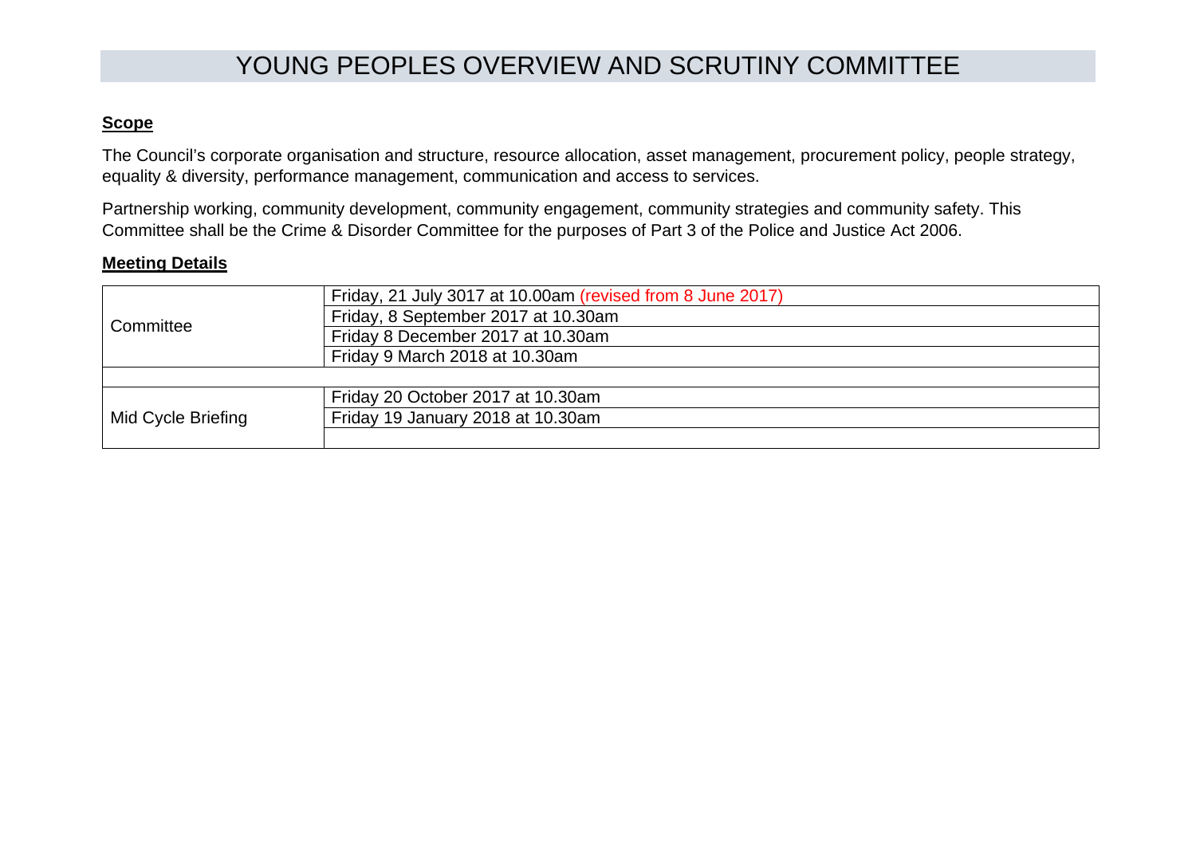# YOUNG PEOPLES OVERVIEW AND SCRUTINY COMMITTEE

**Scope**

The Council's corporate organisation and structure, resource allocation, asset management, procurement policy, people strategy, equality & diversity, performance management, communication and access to services.

Partnership working, community development, community engagement, community strategies and community safety. This Committee shall be the Crime & Disorder Committee for the purposes of Part 3 of the Police and Justice Act 2006.

**Meeting Details**

| | |
|---|---|
| Committee | Friday, 21 July 3017 at 10.00am (revised from 8 June 2017) |
| | Friday, 8 September 2017 at 10.30am |
| | Friday 8 December 2017 at 10.30am |
| | Friday 9 March 2018 at 10.30am |
| | |
| Mid Cycle Briefing | Friday 20 October 2017 at 10.30am |
| | Friday 19 January 2018 at 10.30am |
| | |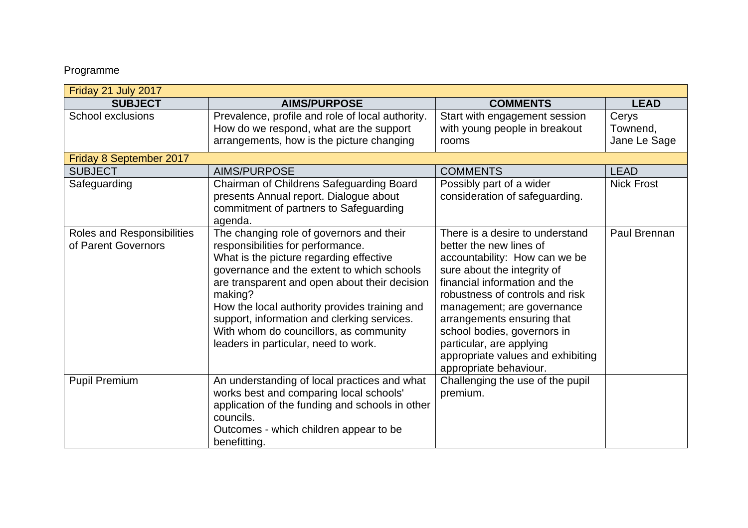Programme

| Friday 21 July 2017 | | | |
|---|---|---|---|
| **SUBJECT** | **AIMS/PURPOSE** | **COMMENTS** | **LEAD** |
| School exclusions | Prevalence, profile and role of local authority. How do we respond, what are the support arrangements, how is the picture changing | Start with engagement session with young people in breakout rooms | Cerys Townend, Jane Le Sage |
| **Friday 8 September 2017** | | | |
| SUBJECT | AIMS/PURPOSE | COMMENTS | LEAD |
| Safeguarding | Chairman of Childrens Safeguarding Board presents Annual report. Dialogue about commitment of partners to Safeguarding agenda. | Possibly part of a wider consideration of safeguarding. | Nick Frost |
| Roles and Responsibilities of Parent Governors | The changing role of governors and their responsibilities for performance.<br>What is the picture regarding effective governance and the extent to which schools are transparent and open about their decision making?<br>How the local authority provides training and support, information and clerking services.<br>With whom do councillors, as community leaders in particular, need to work. | There is a desire to understand better the new lines of accountability: How can we be sure about the integrity of financial information and the robustness of controls and risk management; are governance arrangements ensuring that school bodies, governors in particular, are applying appropriate values and exhibiting appropriate behaviour. | Paul Brennan |
| Pupil Premium | An understanding of local practices and what works best and comparing local schools' application of the funding and schools in other councils.<br>Outcomes - which children appear to be benefitting. | Challenging the use of the pupil premium. | |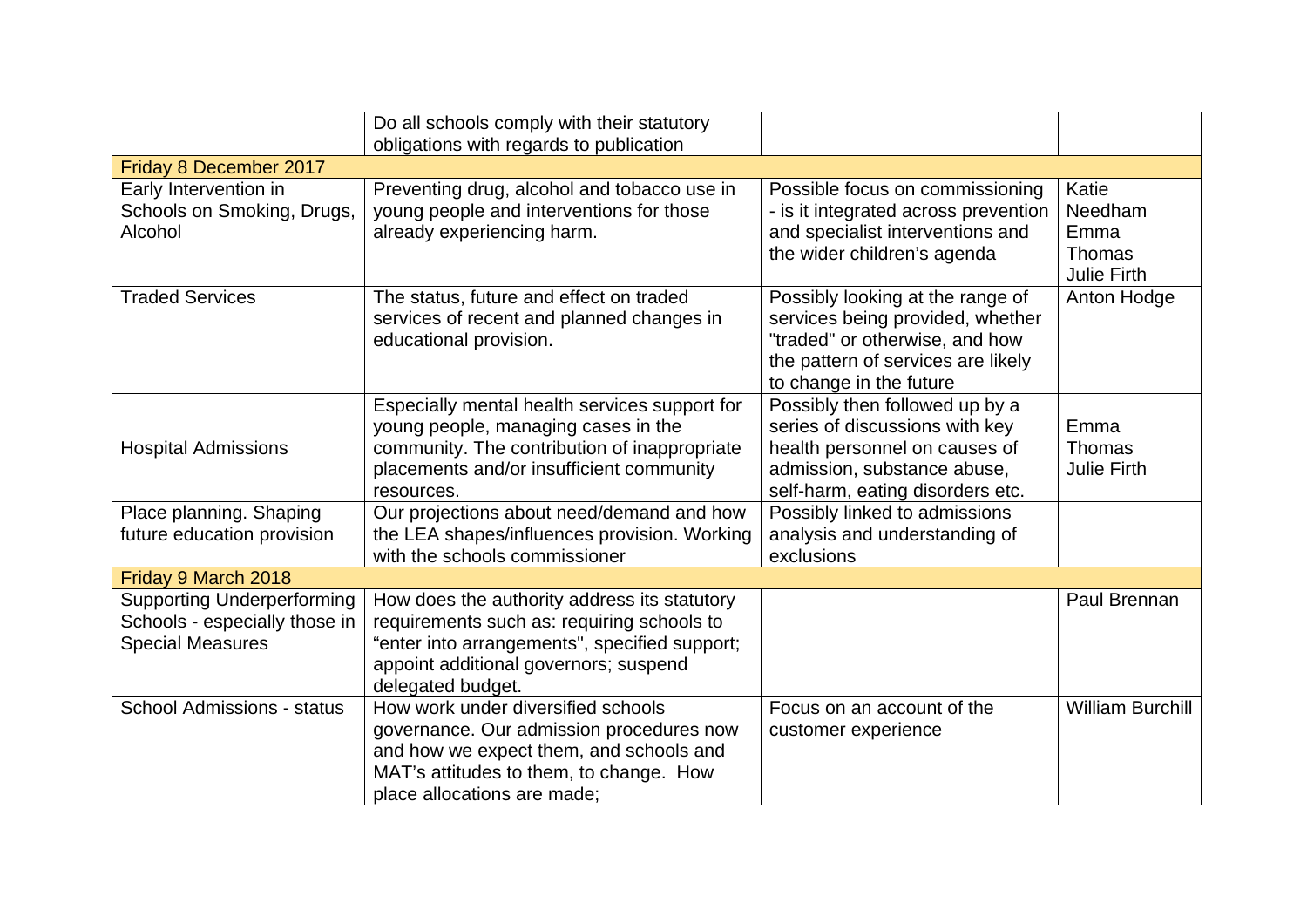| | | | |
|---|---|---|---|
| | Do all schools comply with their statutory obligations with regards to publication | | |
| **Friday 8 December 2017** | | | |
| Early Intervention in Schools on Smoking, Drugs, Alcohol | Preventing drug, alcohol and tobacco use in young people and interventions for those already experiencing harm. | Possible focus on commissioning - is it integrated across prevention and specialist interventions and the wider children's agenda | Katie Needham Emma Thomas Julie Firth |
| Traded Services | The status, future and effect on traded services of recent and planned changes in educational provision. | Possibly looking at the range of services being provided, whether "traded" or otherwise, and how the pattern of services are likely to change in the future | Anton Hodge |
| Hospital Admissions | Especially mental health services support for young people, managing cases in the community. The contribution of inappropriate placements and/or insufficient community resources. | Possibly then followed up by a series of discussions with key health personnel on causes of admission, substance abuse, self-harm, eating disorders etc. | Emma Thomas Julie Firth |
| Place planning. Shaping future education provision | Our projections about need/demand and how the LEA shapes/influences provision. Working with the schools commissioner | Possibly linked to admissions analysis and understanding of exclusions | |
| **Friday 9 March 2018** | | | |
| Supporting Underperforming Schools - especially those in Special Measures | How does the authority address its statutory requirements such as: requiring schools to "enter into arrangements", specified support; appoint additional governors; suspend delegated budget. | | Paul Brennan |
| School Admissions - status | How work under diversified schools governance. Our admission procedures now and how we expect them, and schools and MAT's attitudes to them, to change. How place allocations are made; | Focus on an account of the customer experience | William Burchill |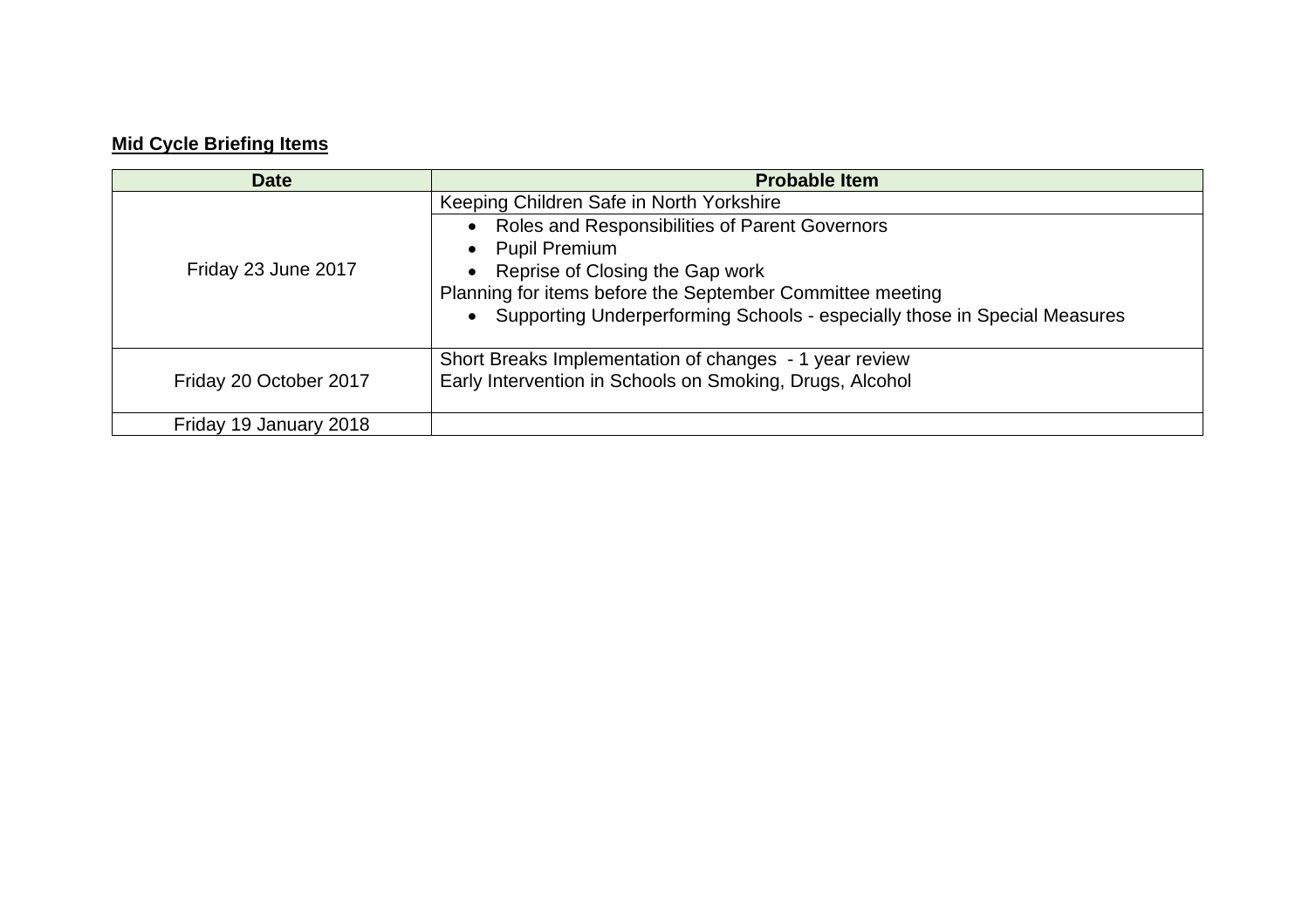**Mid Cycle Briefing Items**

| Date | Probable Item |
|---|---|
| Friday 23 June 2017 | Keeping Children Safe in North Yorkshire |
| | • Roles and Responsibilities of Parent Governors<br>• Pupil Premium<br>• Reprise of Closing the Gap work<br>Planning for items before the September Committee meeting<br>• Supporting Underperforming Schools - especially those in Special Measures |
| Friday 20 October 2017 | Short Breaks Implementation of changes - 1 year review<br>Early Intervention in Schools on Smoking, Drugs, Alcohol |
| Friday 19 January 2018 | |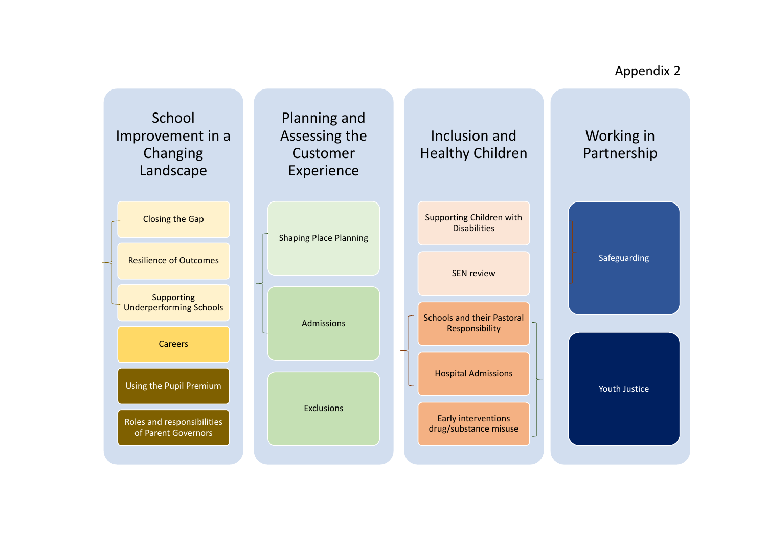Appendix 2

## School Improvement in a Changing Landscape

- Closing the Gap
- Resilience of Outcomes
- Supporting Underperforming Schools
- Careers
- Using the Pupil Premium
- Roles and responsibilities of Parent Governors

## Planning and Assessing the Customer Experience

- Shaping Place Planning
- Admissions
- Exclusions

## Inclusion and Healthy Children

- Supporting Children with Disabilities
- SEN review
- Schools and their Pastoral Responsibility
- Hospital Admissions
- Early interventions drug/substance misuse

## Working in Partnership

- Safeguarding
- Youth Justice